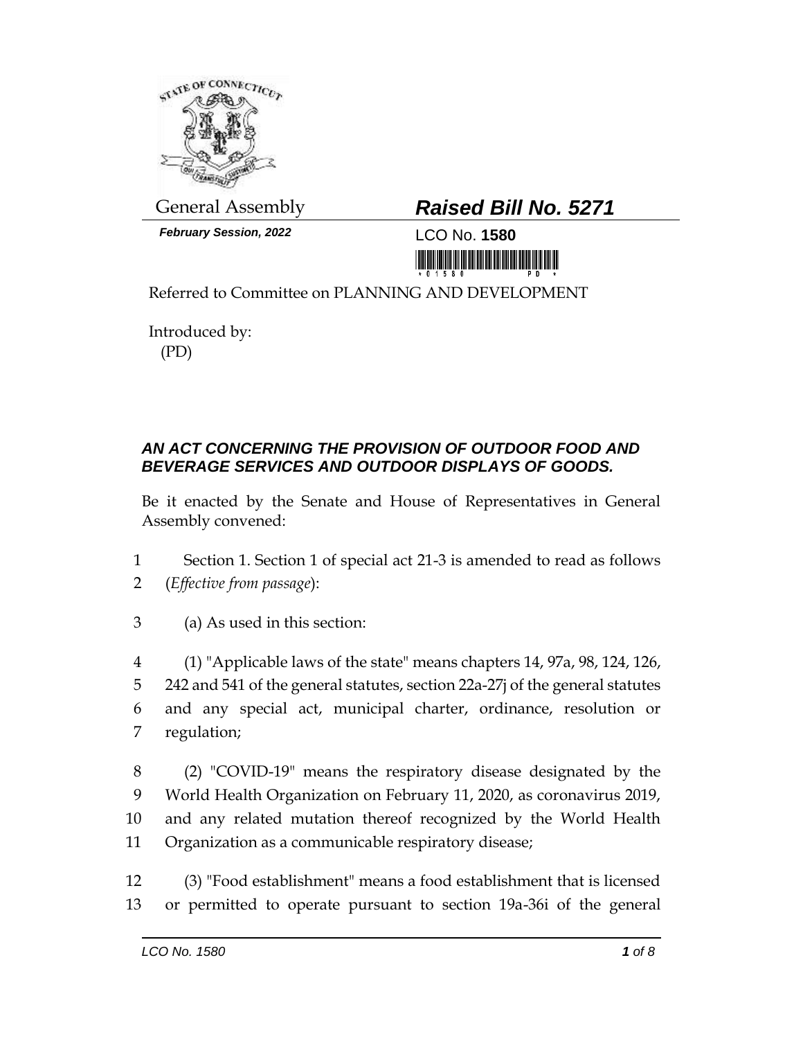General Assembly

***February Session, 2022***

# *Raised Bill No. 5271*

LCO No. **1580**

Referred to Committee on PLANNING AND DEVELOPMENT

Introduced by:
(PD)

## *AN ACT CONCERNING THE PROVISION OF OUTDOOR FOOD AND BEVERAGE SERVICES AND OUTDOOR DISPLAYS OF GOODS.*

Be it enacted by the Senate and House of Representatives in General Assembly convened:

1 Section 1. Section 1 of special act 21-3 is amended to read as follows
2 (*Effective from passage*):

3 (a) As used in this section:

4 (1) "Applicable laws of the state" means chapters 14, 97a, 98, 124, 126,
5 242 and 541 of the general statutes, section 22a-27j of the general statutes
6 and any special act, municipal charter, ordinance, resolution or
7 regulation;

8 (2) "COVID-19" means the respiratory disease designated by the
9 World Health Organization on February 11, 2020, as coronavirus 2019,
10 and any related mutation thereof recognized by the World Health
11 Organization as a communicable respiratory disease;

12 (3) "Food establishment" means a food establishment that is licensed
13 or permitted to operate pursuant to section 19a-36i of the general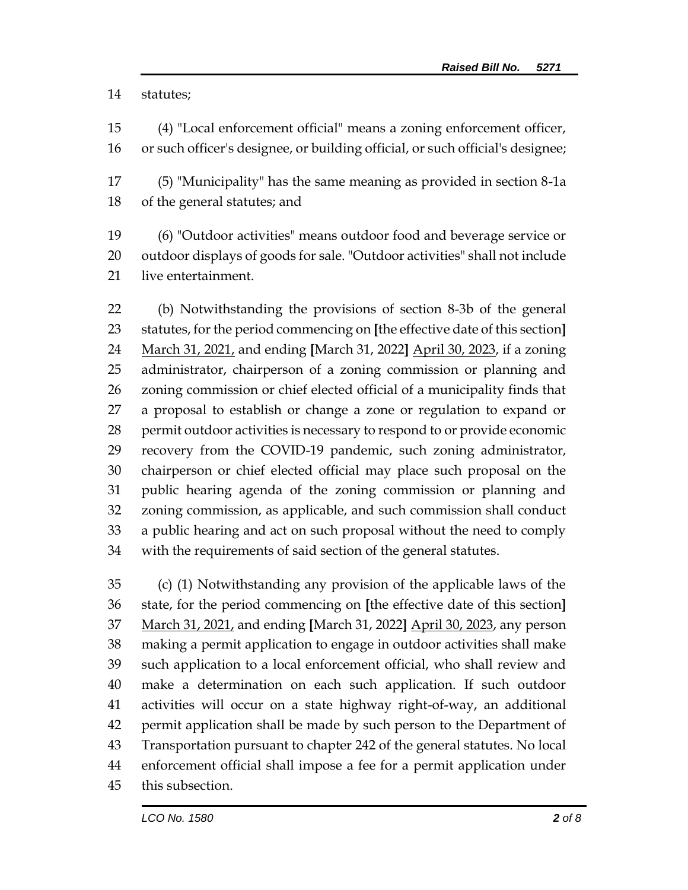statutes;

(4) "Local enforcement official" means a zoning enforcement officer, or such officer's designee, or building official, or such official's designee;

(5) "Municipality" has the same meaning as provided in section 8-1a of the general statutes; and

(6) "Outdoor activities" means outdoor food and beverage service or outdoor displays of goods for sale. "Outdoor activities" shall not include live entertainment.

(b) Notwithstanding the provisions of section 8-3b of the general statutes, for the period commencing on **[**the effective date of this section**]** <u>March 31, 2021,</u> and ending **[**March 31, 2022**]** <u>April 30, 2023</u>, if a zoning administrator, chairperson of a zoning commission or planning and zoning commission or chief elected official of a municipality finds that a proposal to establish or change a zone or regulation to expand or permit outdoor activities is necessary to respond to or provide economic recovery from the COVID-19 pandemic, such zoning administrator, chairperson or chief elected official may place such proposal on the public hearing agenda of the zoning commission or planning and zoning commission, as applicable, and such commission shall conduct a public hearing and act on such proposal without the need to comply with the requirements of said section of the general statutes.

(c) (1) Notwithstanding any provision of the applicable laws of the state, for the period commencing on **[**the effective date of this section**]** <u>March 31, 2021,</u> and ending **[**March 31, 2022**]** <u>April 30, 2023</u>, any person making a permit application to engage in outdoor activities shall make such application to a local enforcement official, who shall review and make a determination on each such application. If such outdoor activities will occur on a state highway right-of-way, an additional permit application shall be made by such person to the Department of Transportation pursuant to chapter 242 of the general statutes. No local enforcement official shall impose a fee for a permit application under this subsection.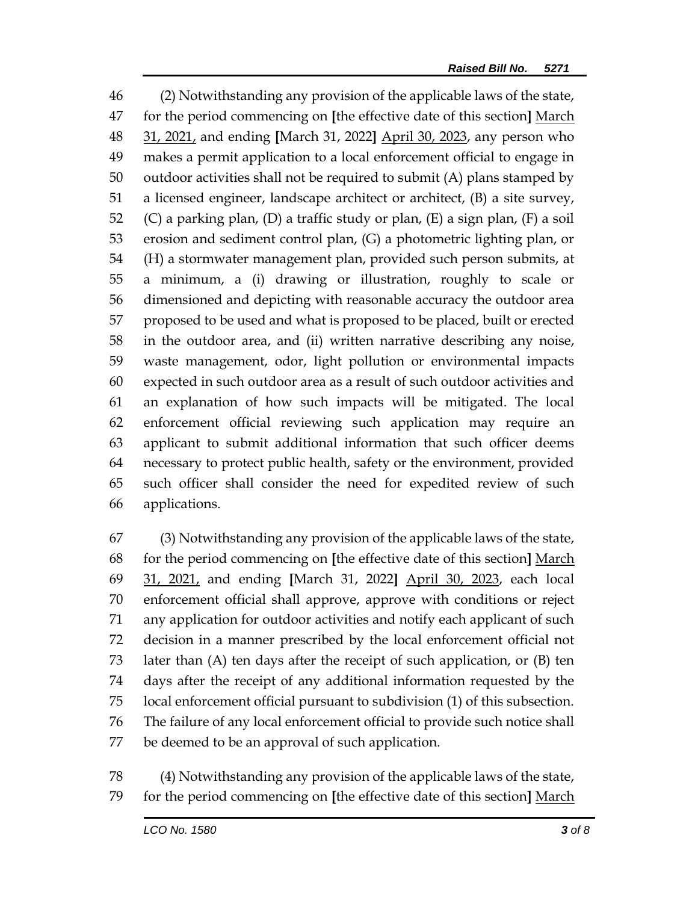(2) Notwithstanding any provision of the applicable laws of the state, for the period commencing on [the effective date of this section] <u>March 31, 2021,</u> and ending [March 31, 2022] <u>April 30, 2023</u>, any person who makes a permit application to a local enforcement official to engage in outdoor activities shall not be required to submit (A) plans stamped by a licensed engineer, landscape architect or architect, (B) a site survey, (C) a parking plan, (D) a traffic study or plan, (E) a sign plan, (F) a soil erosion and sediment control plan, (G) a photometric lighting plan, or (H) a stormwater management plan, provided such person submits, at a minimum, a (i) drawing or illustration, roughly to scale or dimensioned and depicting with reasonable accuracy the outdoor area proposed to be used and what is proposed to be placed, built or erected in the outdoor area, and (ii) written narrative describing any noise, waste management, odor, light pollution or environmental impacts expected in such outdoor area as a result of such outdoor activities and an explanation of how such impacts will be mitigated. The local enforcement official reviewing such application may require an applicant to submit additional information that such officer deems necessary to protect public health, safety or the environment, provided such officer shall consider the need for expedited review of such applications.

(3) Notwithstanding any provision of the applicable laws of the state, for the period commencing on [the effective date of this section] <u>March 31, 2021,</u> and ending [March 31, 2022] <u>April 30, 2023</u>, each local enforcement official shall approve, approve with conditions or reject any application for outdoor activities and notify each applicant of such decision in a manner prescribed by the local enforcement official not later than (A) ten days after the receipt of such application, or (B) ten days after the receipt of any additional information requested by the local enforcement official pursuant to subdivision (1) of this subsection. The failure of any local enforcement official to provide such notice shall be deemed to be an approval of such application.

(4) Notwithstanding any provision of the applicable laws of the state, for the period commencing on [the effective date of this section] <u>March</u>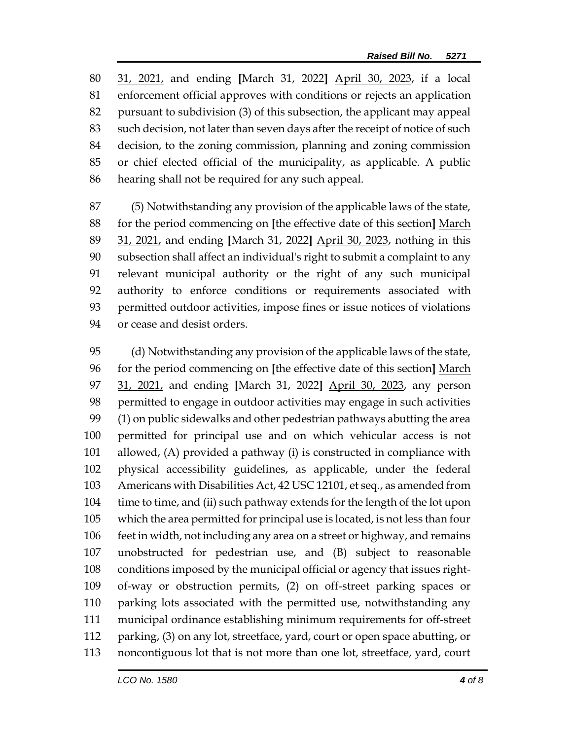80 31, 2021, and ending [March 31, 2022] April 30, 2023, if a local
81 enforcement official approves with conditions or rejects an application
82 pursuant to subdivision (3) of this subsection, the applicant may appeal
83 such decision, not later than seven days after the receipt of notice of such
84 decision, to the zoning commission, planning and zoning commission
85 or chief elected official of the municipality, as applicable. A public
86 hearing shall not be required for any such appeal.

87 (5) Notwithstanding any provision of the applicable laws of the state,
88 for the period commencing on [the effective date of this section] March
89 31, 2021, and ending [March 31, 2022] April 30, 2023, nothing in this
90 subsection shall affect an individual's right to submit a complaint to any
91 relevant municipal authority or the right of any such municipal
92 authority to enforce conditions or requirements associated with
93 permitted outdoor activities, impose fines or issue notices of violations
94 or cease and desist orders.

95 (d) Notwithstanding any provision of the applicable laws of the state,
96 for the period commencing on [the effective date of this section] March
97 31, 2021, and ending [March 31, 2022] April 30, 2023, any person
98 permitted to engage in outdoor activities may engage in such activities
99 (1) on public sidewalks and other pedestrian pathways abutting the area
100 permitted for principal use and on which vehicular access is not
101 allowed, (A) provided a pathway (i) is constructed in compliance with
102 physical accessibility guidelines, as applicable, under the federal
103 Americans with Disabilities Act, 42 USC 12101, et seq., as amended from
104 time to time, and (ii) such pathway extends for the length of the lot upon
105 which the area permitted for principal use is located, is not less than four
106 feet in width, not including any area on a street or highway, and remains
107 unobstructed for pedestrian use, and (B) subject to reasonable
108 conditions imposed by the municipal official or agency that issues right-
109 of-way or obstruction permits, (2) on off-street parking spaces or
110 parking lots associated with the permitted use, notwithstanding any
111 municipal ordinance establishing minimum requirements for off-street
112 parking, (3) on any lot, streetface, yard, court or open space abutting, or
113 noncontiguous lot that is not more than one lot, streetface, yard, court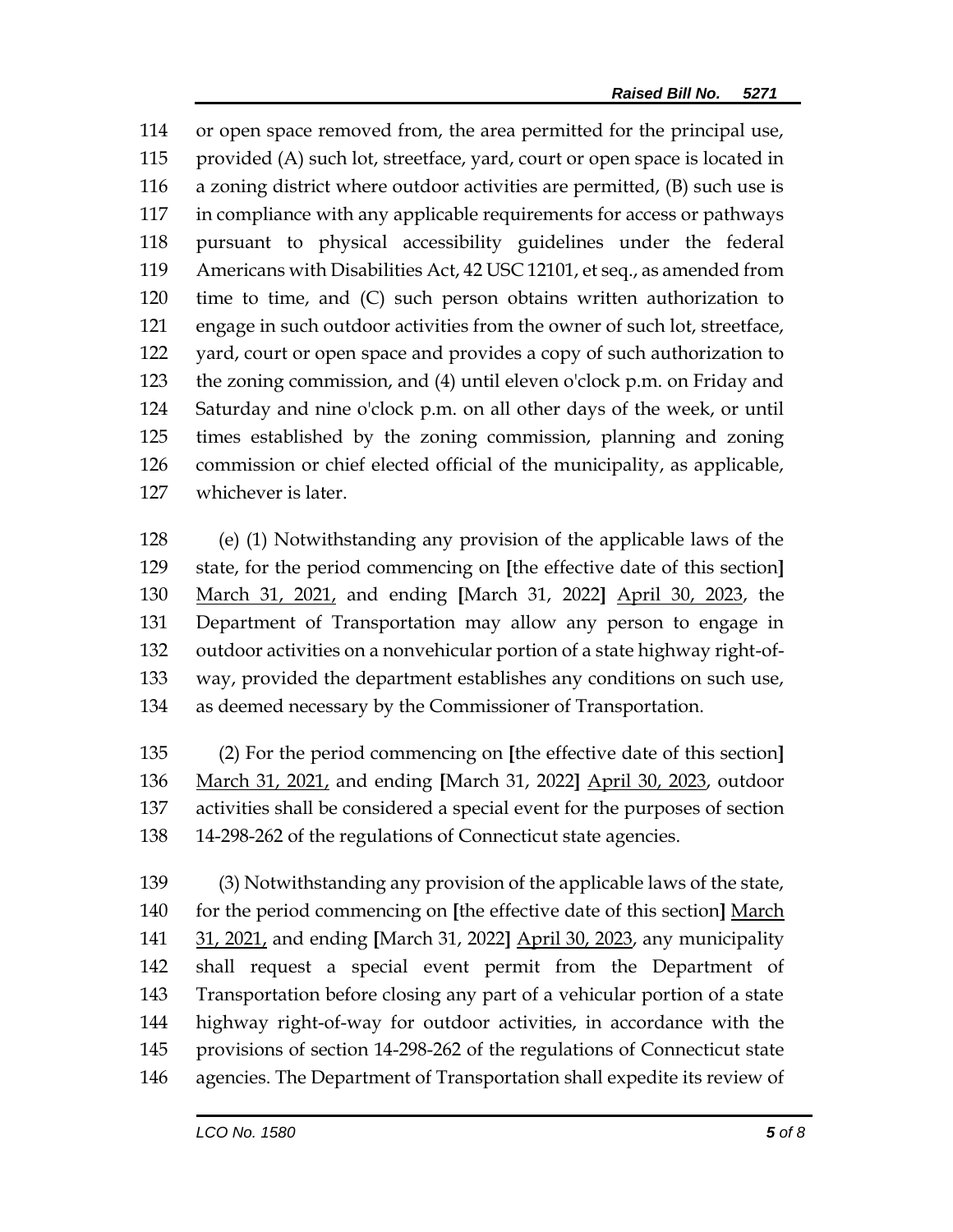or open space removed from, the area permitted for the principal use, provided (A) such lot, streetface, yard, court or open space is located in a zoning district where outdoor activities are permitted, (B) such use is in compliance with any applicable requirements for access or pathways pursuant to physical accessibility guidelines under the federal Americans with Disabilities Act, 42 USC 12101, et seq., as amended from time to time, and (C) such person obtains written authorization to engage in such outdoor activities from the owner of such lot, streetface, yard, court or open space and provides a copy of such authorization to the zoning commission, and (4) until eleven o'clock p.m. on Friday and Saturday and nine o'clock p.m. on all other days of the week, or until times established by the zoning commission, planning and zoning commission or chief elected official of the municipality, as applicable, whichever is later.

(e) (1) Notwithstanding any provision of the applicable laws of the state, for the period commencing on **[**the effective date of this section**]** <u>March 31, 2021,</u> and ending **[**March 31, 2022**]** <u>April 30, 2023</u>, the Department of Transportation may allow any person to engage in outdoor activities on a nonvehicular portion of a state highway right-of-way, provided the department establishes any conditions on such use, as deemed necessary by the Commissioner of Transportation.

(2) For the period commencing on **[**the effective date of this section**]** <u>March 31, 2021,</u> and ending **[**March 31, 2022**]** <u>April 30, 2023</u>, outdoor activities shall be considered a special event for the purposes of section 14-298-262 of the regulations of Connecticut state agencies.

(3) Notwithstanding any provision of the applicable laws of the state, for the period commencing on **[**the effective date of this section**]** <u>March 31, 2021,</u> and ending **[**March 31, 2022**]** <u>April 30, 2023</u>, any municipality shall request a special event permit from the Department of Transportation before closing any part of a vehicular portion of a state highway right-of-way for outdoor activities, in accordance with the provisions of section 14-298-262 of the regulations of Connecticut state agencies. The Department of Transportation shall expedite its review of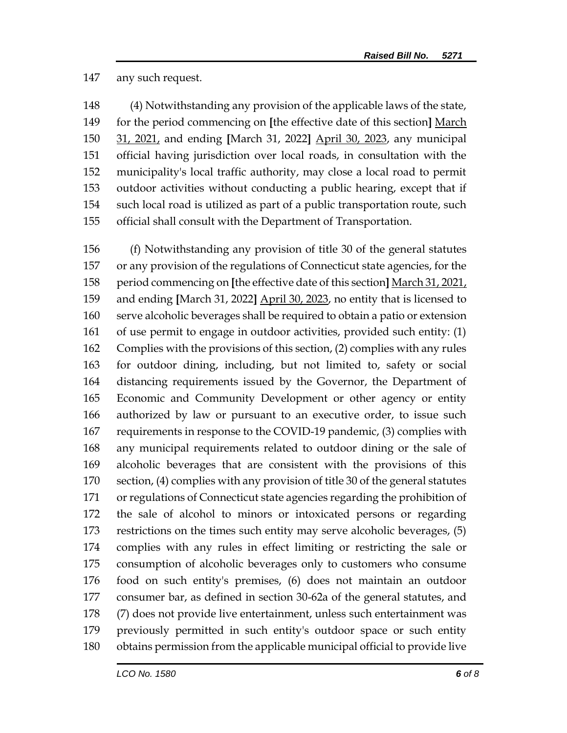any such request.

(4) Notwithstanding any provision of the applicable laws of the state, for the period commencing on [the effective date of this section] March 31, 2021, and ending [March 31, 2022] April 30, 2023, any municipal official having jurisdiction over local roads, in consultation with the municipality's local traffic authority, may close a local road to permit outdoor activities without conducting a public hearing, except that if such local road is utilized as part of a public transportation route, such official shall consult with the Department of Transportation.

(f) Notwithstanding any provision of title 30 of the general statutes or any provision of the regulations of Connecticut state agencies, for the period commencing on [the effective date of this section] March 31, 2021, and ending [March 31, 2022] April 30, 2023, no entity that is licensed to serve alcoholic beverages shall be required to obtain a patio or extension of use permit to engage in outdoor activities, provided such entity: (1) Complies with the provisions of this section, (2) complies with any rules for outdoor dining, including, but not limited to, safety or social distancing requirements issued by the Governor, the Department of Economic and Community Development or other agency or entity authorized by law or pursuant to an executive order, to issue such requirements in response to the COVID-19 pandemic, (3) complies with any municipal requirements related to outdoor dining or the sale of alcoholic beverages that are consistent with the provisions of this section, (4) complies with any provision of title 30 of the general statutes or regulations of Connecticut state agencies regarding the prohibition of the sale of alcohol to minors or intoxicated persons or regarding restrictions on the times such entity may serve alcoholic beverages, (5) complies with any rules in effect limiting or restricting the sale or consumption of alcoholic beverages only to customers who consume food on such entity's premises, (6) does not maintain an outdoor consumer bar, as defined in section 30-62a of the general statutes, and (7) does not provide live entertainment, unless such entertainment was previously permitted in such entity's outdoor space or such entity obtains permission from the applicable municipal official to provide live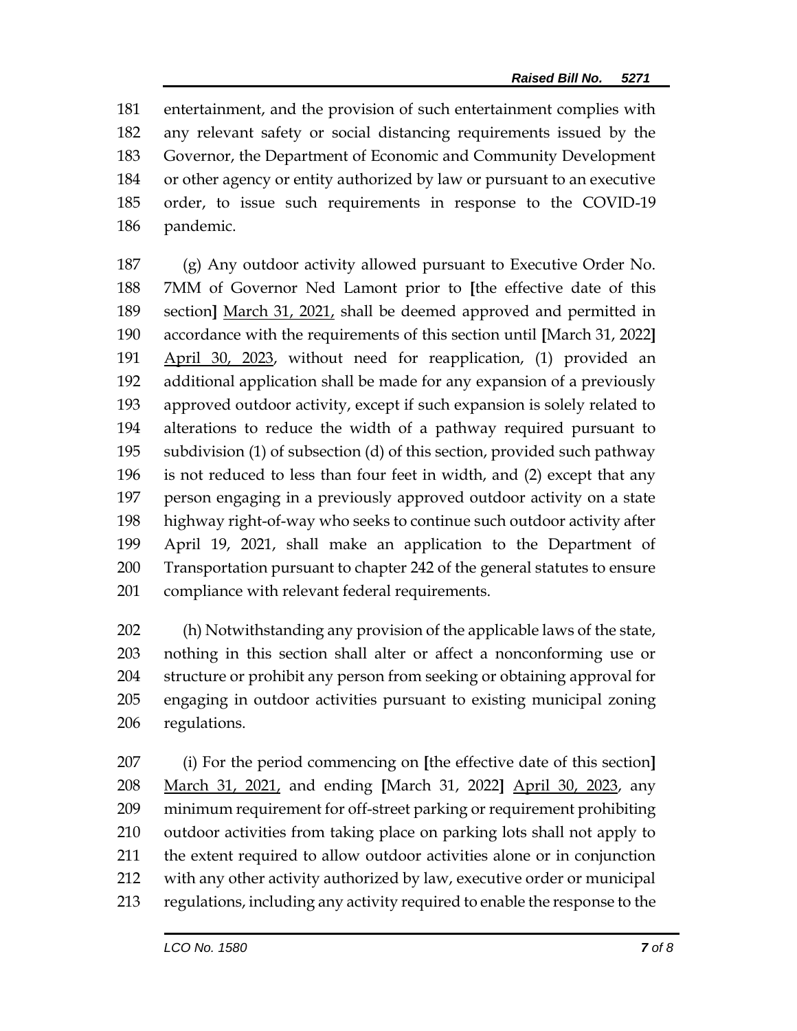entertainment, and the provision of such entertainment complies with any relevant safety or social distancing requirements issued by the Governor, the Department of Economic and Community Development or other agency or entity authorized by law or pursuant to an executive order, to issue such requirements in response to the COVID-19 pandemic.

(g) Any outdoor activity allowed pursuant to Executive Order No. 7MM of Governor Ned Lamont prior to **[**the effective date of this section**]** <u>March 31, 2021,</u> shall be deemed approved and permitted in accordance with the requirements of this section until **[**March 31, 2022**]** <u>April 30, 2023</u>, without need for reapplication, (1) provided an additional application shall be made for any expansion of a previously approved outdoor activity, except if such expansion is solely related to alterations to reduce the width of a pathway required pursuant to subdivision (1) of subsection (d) of this section, provided such pathway is not reduced to less than four feet in width, and (2) except that any person engaging in a previously approved outdoor activity on a state highway right-of-way who seeks to continue such outdoor activity after April 19, 2021, shall make an application to the Department of Transportation pursuant to chapter 242 of the general statutes to ensure compliance with relevant federal requirements.

(h) Notwithstanding any provision of the applicable laws of the state, nothing in this section shall alter or affect a nonconforming use or structure or prohibit any person from seeking or obtaining approval for engaging in outdoor activities pursuant to existing municipal zoning regulations.

(i) For the period commencing on **[**the effective date of this section**]** <u>March 31, 2021,</u> and ending **[**March 31, 2022**]** <u>April 30, 2023</u>, any minimum requirement for off-street parking or requirement prohibiting outdoor activities from taking place on parking lots shall not apply to the extent required to allow outdoor activities alone or in conjunction with any other activity authorized by law, executive order or municipal regulations, including any activity required to enable the response to the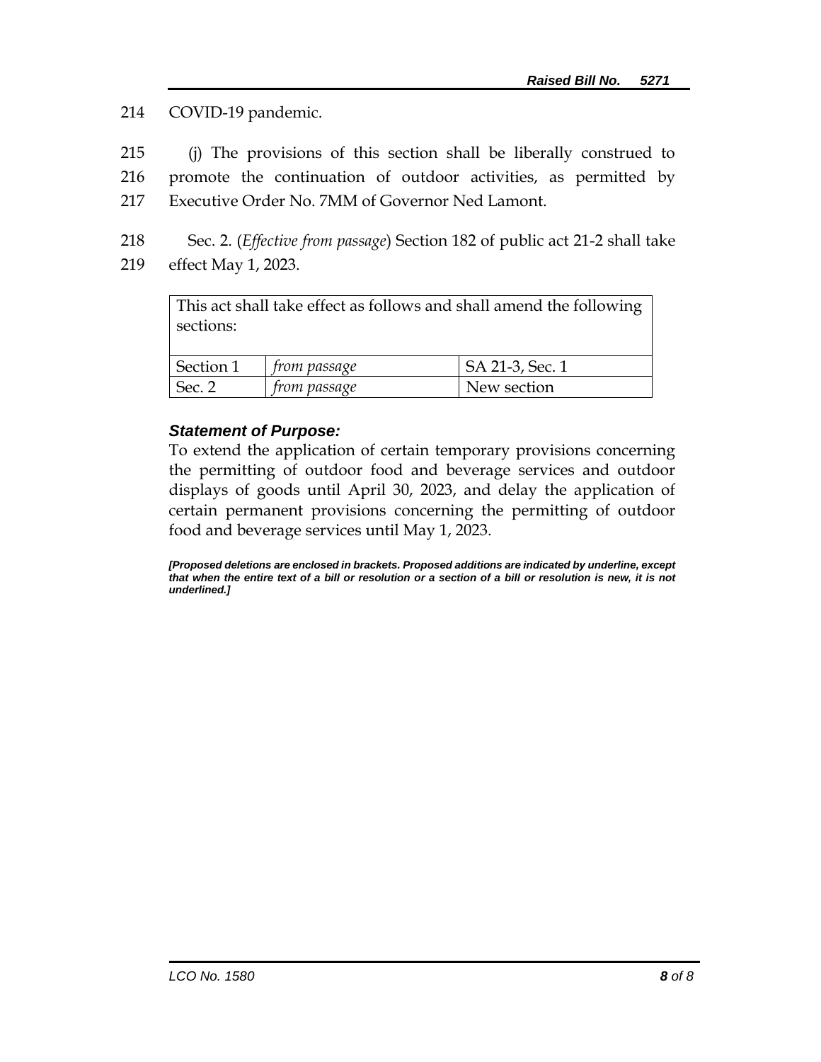214 COVID-19 pandemic.

215 (j) The provisions of this section shall be liberally construed to
216 promote the continuation of outdoor activities, as permitted by
217 Executive Order No. 7MM of Governor Ned Lamont.

218 Sec. 2. (*Effective from passage*) Section 182 of public act 21-2 shall take
219 effect May 1, 2023.

| This act shall take effect as follows and shall amend the following sections: | | |
|---|---|---|
| Section 1 | *from passage* | SA 21-3, Sec. 1 |
| Sec. 2 | *from passage* | New section |

### *Statement of Purpose:*

To extend the application of certain temporary provisions concerning the permitting of outdoor food and beverage services and outdoor displays of goods until April 30, 2023, and delay the application of certain permanent provisions concerning the permitting of outdoor food and beverage services until May 1, 2023.

***[Proposed deletions are enclosed in brackets. Proposed additions are indicated by underline, except that when the entire text of a bill or resolution or a section of a bill or resolution is new, it is not underlined.]***